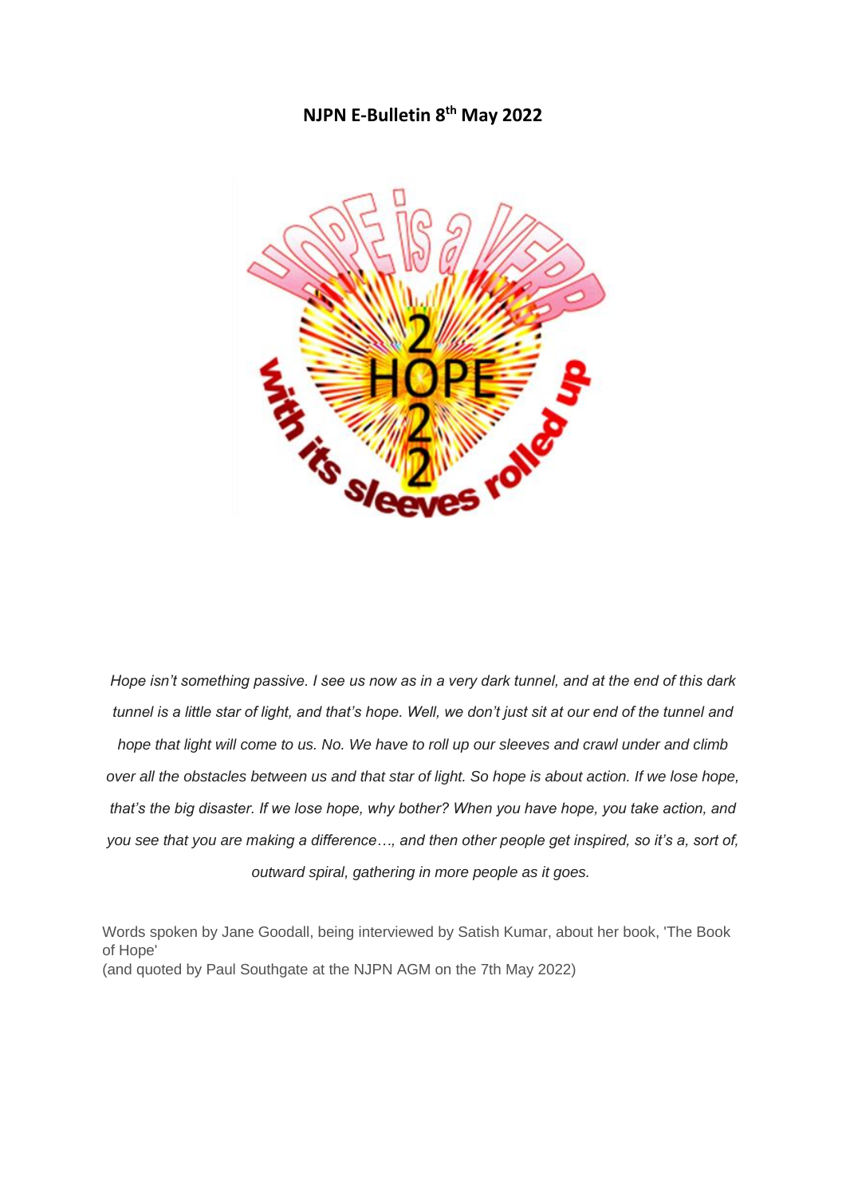# NJPN E-Bulletin 8th May 2022

*Hope isn't something passive. I see us now as in a very dark tunnel, and at the end of this dark tunnel is a little star of light, and that's hope. Well, we don't just sit at our end of the tunnel and hope that light will come to us. No. We have to roll up our sleeves and crawl under and climb over all the obstacles between us and that star of light. So hope is about action. If we lose hope, that's the big disaster. If we lose hope, why bother? When you have hope, you take action, and you see that you are making a difference…, and then other people get inspired, so it's a, sort of, outward spiral, gathering in more people as it goes.*

Words spoken by Jane Goodall, being interviewed by Satish Kumar, about her book, 'The Book of Hope'
(and quoted by Paul Southgate at the NJPN AGM on the 7th May 2022)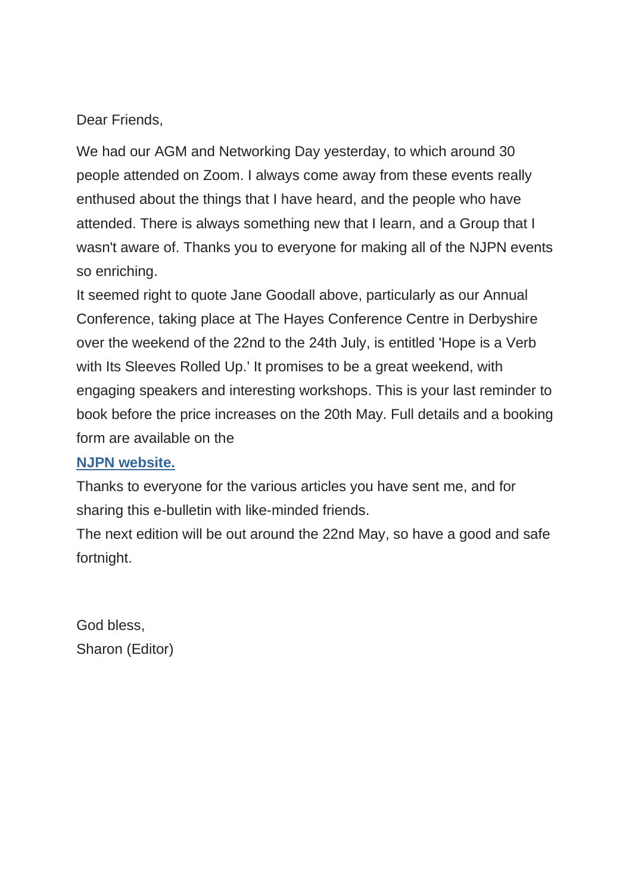Dear Friends,

We had our AGM and Networking Day yesterday, to which around 30 people attended on Zoom. I always come away from these events really enthused about the things that I have heard, and the people who have attended. There is always something new that I learn, and a Group that I wasn't aware of. Thanks you to everyone for making all of the NJPN events so enriching.

It seemed right to quote Jane Goodall above, particularly as our Annual Conference, taking place at The Hayes Conference Centre in Derbyshire over the weekend of the 22nd to the 24th July, is entitled 'Hope is a Verb with Its Sleeves Rolled Up.' It promises to be a great weekend, with engaging speakers and interesting workshops. This is your last reminder to book before the price increases on the 20th May. Full details and a booking form are available on the

**NJPN website.**

Thanks to everyone for the various articles you have sent me, and for sharing this e-bulletin with like-minded friends.

The next edition will be out around the 22nd May, so have a good and safe fortnight.

God bless,
Sharon (Editor)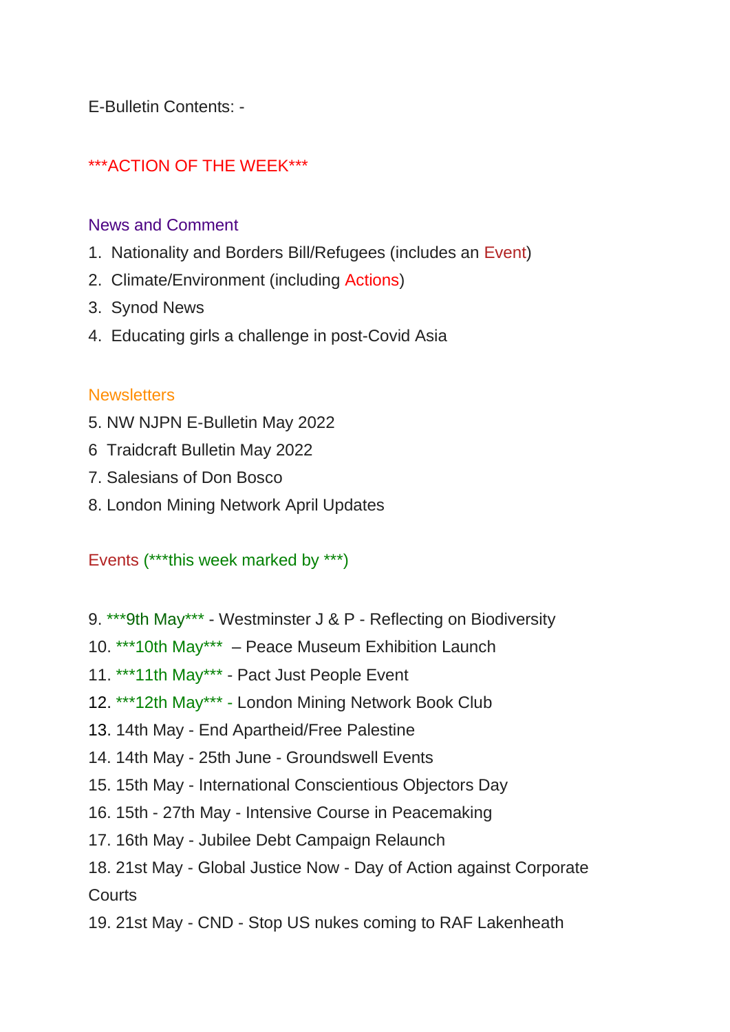E-Bulletin Contents: -

***ACTION OF THE WEEK***

## News and Comment

1. Nationality and Borders Bill/Refugees (includes an Event)
2. Climate/Environment (including Actions)
3. Synod News
4. Educating girls a challenge in post-Covid Asia

## Newsletters

5. NW NJPN E-Bulletin May 2022
6 Traidcraft Bulletin May 2022
7. Salesians of Don Bosco
8. London Mining Network April Updates

## Events (***this week marked by ***)

9. ***9th May*** - Westminster J & P - Reflecting on Biodiversity
10. ***10th May*** – Peace Museum Exhibition Launch
11. ***11th May*** - Pact Just People Event
12. ***12th May*** - London Mining Network Book Club
13. 14th May - End Apartheid/Free Palestine
14. 14th May - 25th June - Groundswell Events
15. 15th May - International Conscientious Objectors Day
16. 15th - 27th May - Intensive Course in Peacemaking
17. 16th May - Jubilee Debt Campaign Relaunch
18. 21st May - Global Justice Now - Day of Action against Corporate Courts
19. 21st May - CND - Stop US nukes coming to RAF Lakenheath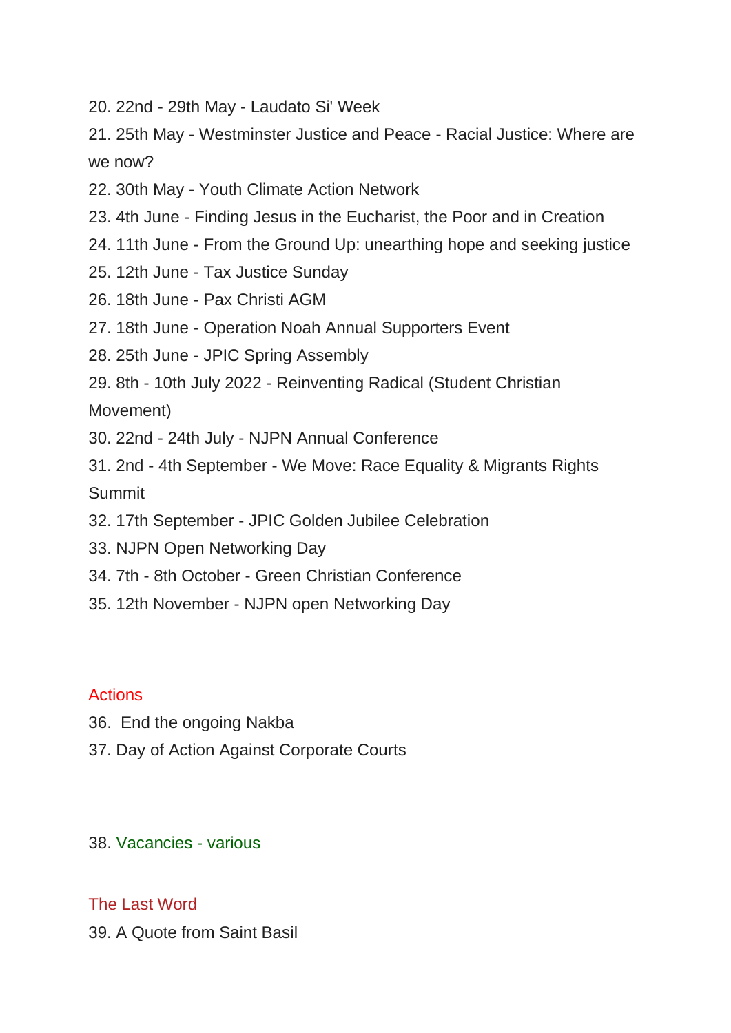20. 22nd - 29th May - Laudato Si' Week
21. 25th May - Westminster Justice and Peace - Racial Justice: Where are we now?
22. 30th May - Youth Climate Action Network
23. 4th June - Finding Jesus in the Eucharist, the Poor and in Creation
24. 11th June - From the Ground Up: unearthing hope and seeking justice
25. 12th June - Tax Justice Sunday
26. 18th June - Pax Christi AGM
27. 18th June - Operation Noah Annual Supporters Event
28. 25th June - JPIC Spring Assembly
29. 8th - 10th July 2022 - Reinventing Radical (Student Christian Movement)
30. 22nd - 24th July - NJPN Annual Conference
31. 2nd - 4th September - We Move: Race Equality & Migrants Rights Summit
32. 17th September - JPIC Golden Jubilee Celebration
33. NJPN Open Networking Day
34. 7th - 8th October - Green Christian Conference
35. 12th November - NJPN open Networking Day

## Actions

36. End the ongoing Nakba
37. Day of Action Against Corporate Courts

38. Vacancies - various

## The Last Word

39. A Quote from Saint Basil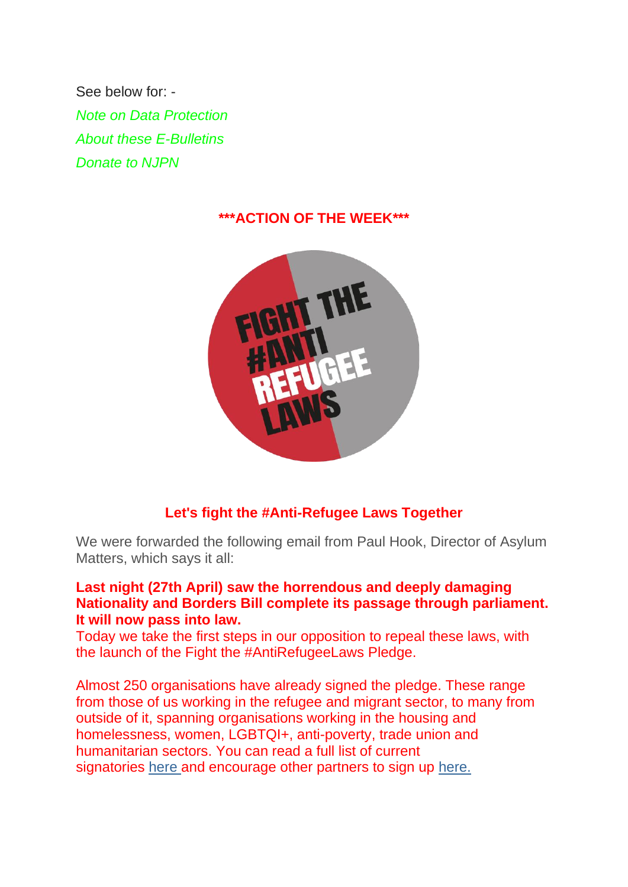See below for: -

*Note on Data Protection*

*About these E-Bulletins*

*Donate to NJPN*

**\*\*\*ACTION OF THE WEEK\*\*\***

**Let's fight the #Anti-Refugee Laws Together**

We were forwarded the following email from Paul Hook, Director of Asylum Matters, which says it all:

**Last night (27th April) saw the horrendous and deeply damaging Nationality and Borders Bill complete its passage through parliament. It will now pass into law.**

Today we take the first steps in our opposition to repeal these laws, with the launch of the Fight the #AntiRefugeeLaws Pledge.

Almost 250 organisations have already signed the pledge. These range from those of us working in the refugee and migrant sector, to many from outside of it, spanning organisations working in the housing and homelessness, women, LGBTQI+, anti-poverty, trade union and humanitarian sectors. You can read a full list of current signatories here and encourage other partners to sign up here.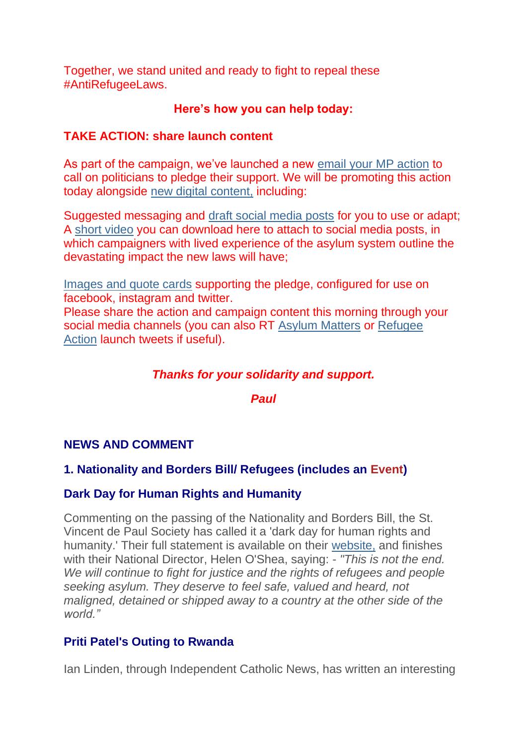Together, we stand united and ready to fight to repeal these #AntiRefugeeLaws.

**Here's how you can help today:**

**TAKE ACTION: share launch content**

As part of the campaign, we've launched a new email your MP action to call on politicians to pledge their support. We will be promoting this action today alongside new digital content, including:

Suggested messaging and draft social media posts for you to use or adapt;
A short video you can download here to attach to social media posts, in which campaigners with lived experience of the asylum system outline the devastating impact the new laws will have;

Images and quote cards supporting the pledge, configured for use on facebook, instagram and twitter.
Please share the action and campaign content this morning through your social media channels (you can also RT Asylum Matters or Refugee Action launch tweets if useful).

***Thanks for your solidarity and support.***

***Paul***

## NEWS AND COMMENT

### 1. Nationality and Borders Bill/ Refugees (includes an Event)

### Dark Day for Human Rights and Humanity

Commenting on the passing of the Nationality and Borders Bill, the St. Vincent de Paul Society has called it a 'dark day for human rights and humanity.' Their full statement is available on their website, and finishes with their National Director, Helen O'Shea, saying: - *"This is not the end. We will continue to fight for justice and the rights of refugees and people seeking asylum. They deserve to feel safe, valued and heard, not maligned, detained or shipped away to a country at the other side of the world."*

### Priti Patel's Outing to Rwanda

Ian Linden, through Independent Catholic News, has written an interesting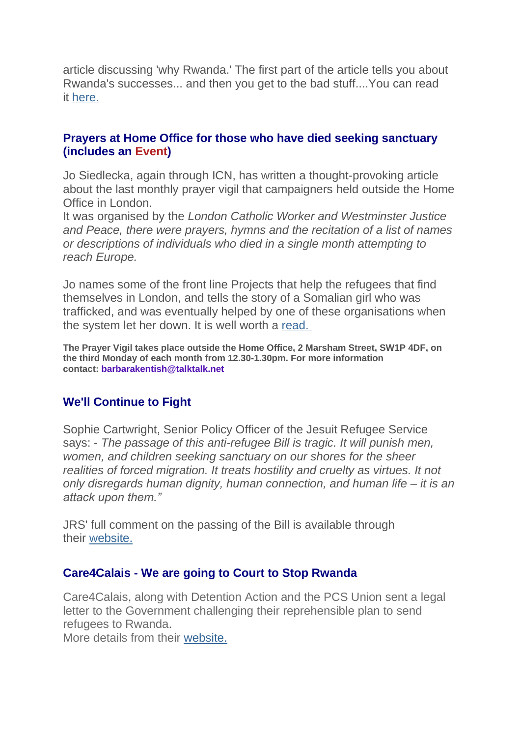article discussing 'why Rwanda.' The first part of the article tells you about Rwanda's successes... and then you get to the bad stuff....You can read it here.

### Prayers at Home Office for those who have died seeking sanctuary (includes an Event)

Jo Siedlecka, again through ICN, has written a thought-provoking article about the last monthly prayer vigil that campaigners held outside the Home Office in London.
It was organised by the *London Catholic Worker and Westminster Justice and Peace, there were prayers, hymns and the recitation of a list of names or descriptions of individuals who died in a single month attempting to reach Europe.*

Jo names some of the front line Projects that help the refugees that find themselves in London, and tells the story of a Somalian girl who was trafficked, and was eventually helped by one of these organisations when the system let her down. It is well worth a read.

**The Prayer Vigil takes place outside the Home Office, 2 Marsham Street, SW1P 4DF, on the third Monday of each month from 12.30-1.30pm. For more information contact: barbarakentish@talktalk.net**

### We'll Continue to Fight

Sophie Cartwright, Senior Policy Officer of the Jesuit Refugee Service says: - *The passage of this anti-refugee Bill is tragic. It will punish men, women, and children seeking sanctuary on our shores for the sheer realities of forced migration. It treats hostility and cruelty as virtues. It not only disregards human dignity, human connection, and human life – it is an attack upon them."*

JRS' full comment on the passing of the Bill is available through their website.

### Care4Calais - We are going to Court to Stop Rwanda

Care4Calais, along with Detention Action and the PCS Union sent a legal letter to the Government challenging their reprehensible plan to send refugees to Rwanda.
More details from their website.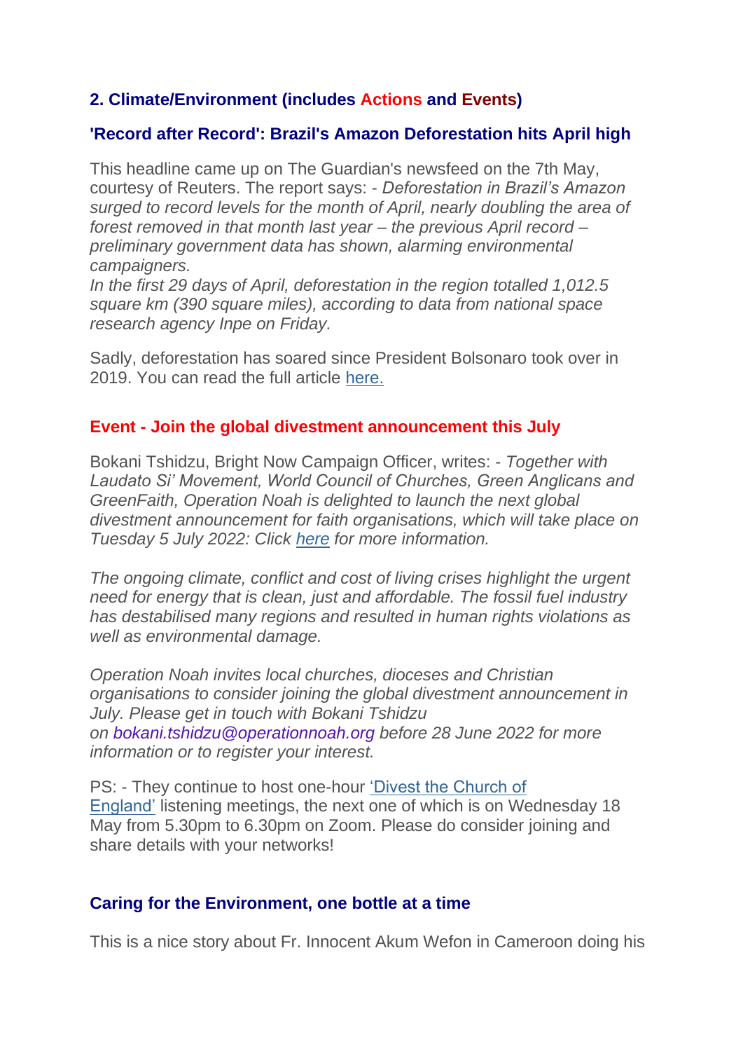## 2. Climate/Environment (includes Actions and Events)

### 'Record after Record': Brazil's Amazon Deforestation hits April high

This headline came up on The Guardian's newsfeed on the 7th May, courtesy of Reuters. The report says: - *Deforestation in Brazil's Amazon surged to record levels for the month of April, nearly doubling the area of forest removed in that month last year – the previous April record – preliminary government data has shown, alarming environmental campaigners.*
*In the first 29 days of April, deforestation in the region totalled 1,012.5 square km (390 square miles), according to data from national space research agency Inpe on Friday.*

Sadly, deforestation has soared since President Bolsonaro took over in 2019. You can read the full article here.

### Event - Join the global divestment announcement this July

Bokani Tshidzu, Bright Now Campaign Officer, writes: - *Together with Laudato Si' Movement, World Council of Churches, Green Anglicans and GreenFaith, Operation Noah is delighted to launch the next global divestment announcement for faith organisations, which will take place on Tuesday 5 July 2022: Click here for more information.*

*The ongoing climate, conflict and cost of living crises highlight the urgent need for energy that is clean, just and affordable. The fossil fuel industry has destabilised many regions and resulted in human rights violations as well as environmental damage.*

*Operation Noah invites local churches, dioceses and Christian organisations to consider joining the global divestment announcement in July. Please get in touch with Bokani Tshidzu on bokani.tshidzu@operationnoah.org before 28 June 2022 for more information or to register your interest.*

PS: - They continue to host one-hour 'Divest the Church of England' listening meetings, the next one of which is on Wednesday 18 May from 5.30pm to 6.30pm on Zoom. Please do consider joining and share details with your networks!

### Caring for the Environment, one bottle at a time

This is a nice story about Fr. Innocent Akum Wefon in Cameroon doing his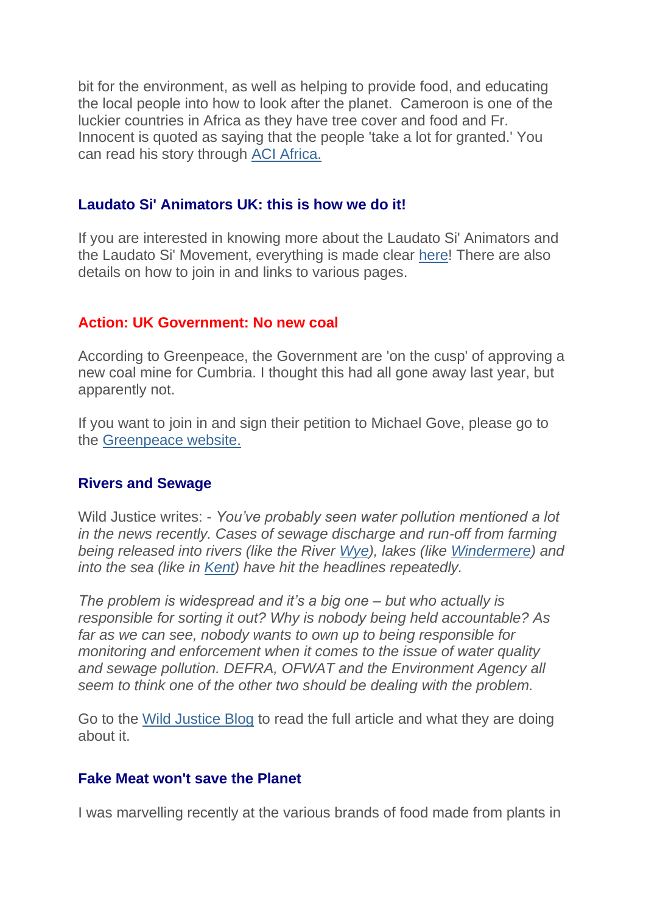bit for the environment, as well as helping to provide food, and educating the local people into how to look after the planet. Cameroon is one of the luckier countries in Africa as they have tree cover and food and Fr. Innocent is quoted as saying that the people 'take a lot for granted.' You can read his story through ACI Africa.

### Laudato Si' Animators UK: this is how we do it!

If you are interested in knowing more about the Laudato Si' Animators and the Laudato Si' Movement, everything is made clear here! There are also details on how to join in and links to various pages.

### Action: UK Government: No new coal

According to Greenpeace, the Government are 'on the cusp' of approving a new coal mine for Cumbria. I thought this had all gone away last year, but apparently not.

If you want to join in and sign their petition to Michael Gove, please go to the Greenpeace website.

### Rivers and Sewage

Wild Justice writes: - *You've probably seen water pollution mentioned a lot in the news recently. Cases of sewage discharge and run-off from farming being released into rivers (like the River Wye), lakes (like Windermere) and into the sea (like in Kent) have hit the headlines repeatedly.*

*The problem is widespread and it's a big one – but who actually is responsible for sorting it out? Why is nobody being held accountable? As far as we can see, nobody wants to own up to being responsible for monitoring and enforcement when it comes to the issue of water quality and sewage pollution. DEFRA, OFWAT and the Environment Agency all seem to think one of the other two should be dealing with the problem.*

Go to the Wild Justice Blog to read the full article and what they are doing about it.

### Fake Meat won't save the Planet

I was marvelling recently at the various brands of food made from plants in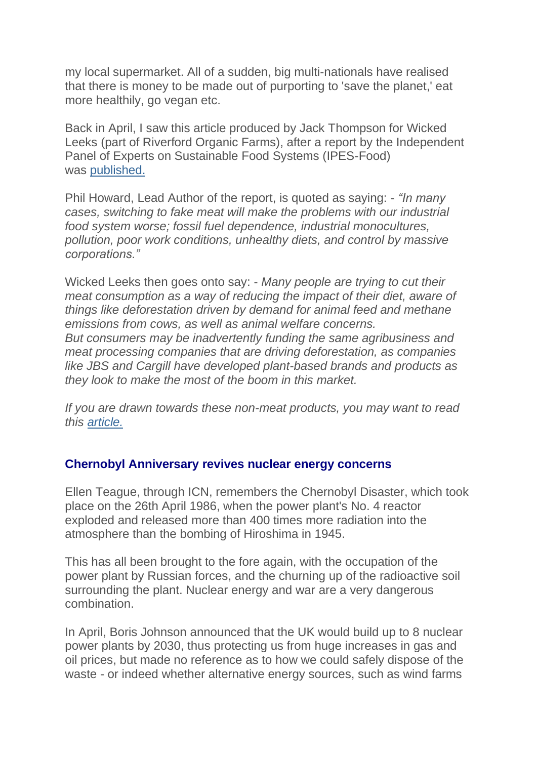my local supermarket. All of a sudden, big multi-nationals have realised that there is money to be made out of purporting to 'save the planet,' eat more healthily, go vegan etc.

Back in April, I saw this article produced by Jack Thompson for Wicked Leeks (part of Riverford Organic Farms), after a report by the Independent Panel of Experts on Sustainable Food Systems (IPES-Food) was published.

Phil Howard, Lead Author of the report, is quoted as saying: - *"In many cases, switching to fake meat will make the problems with our industrial food system worse; fossil fuel dependence, industrial monocultures, pollution, poor work conditions, unhealthy diets, and control by massive corporations."*

Wicked Leeks then goes onto say: - *Many people are trying to cut their meat consumption as a way of reducing the impact of their diet, aware of things like deforestation driven by demand for animal feed and methane emissions from cows, as well as animal welfare concerns.*
*But consumers may be inadvertently funding the same agribusiness and meat processing companies that are driving deforestation, as companies like JBS and Cargill have developed plant-based brands and products as they look to make the most of the boom in this market.*

*If you are drawn towards these non-meat products, you may want to read this article.*

### Chernobyl Anniversary revives nuclear energy concerns

Ellen Teague, through ICN, remembers the Chernobyl Disaster, which took place on the 26th April 1986, when the power plant's No. 4 reactor exploded and released more than 400 times more radiation into the atmosphere than the bombing of Hiroshima in 1945.

This has all been brought to the fore again, with the occupation of the power plant by Russian forces, and the churning up of the radioactive soil surrounding the plant. Nuclear energy and war are a very dangerous combination.

In April, Boris Johnson announced that the UK would build up to 8 nuclear power plants by 2030, thus protecting us from huge increases in gas and oil prices, but made no reference as to how we could safely dispose of the waste - or indeed whether alternative energy sources, such as wind farms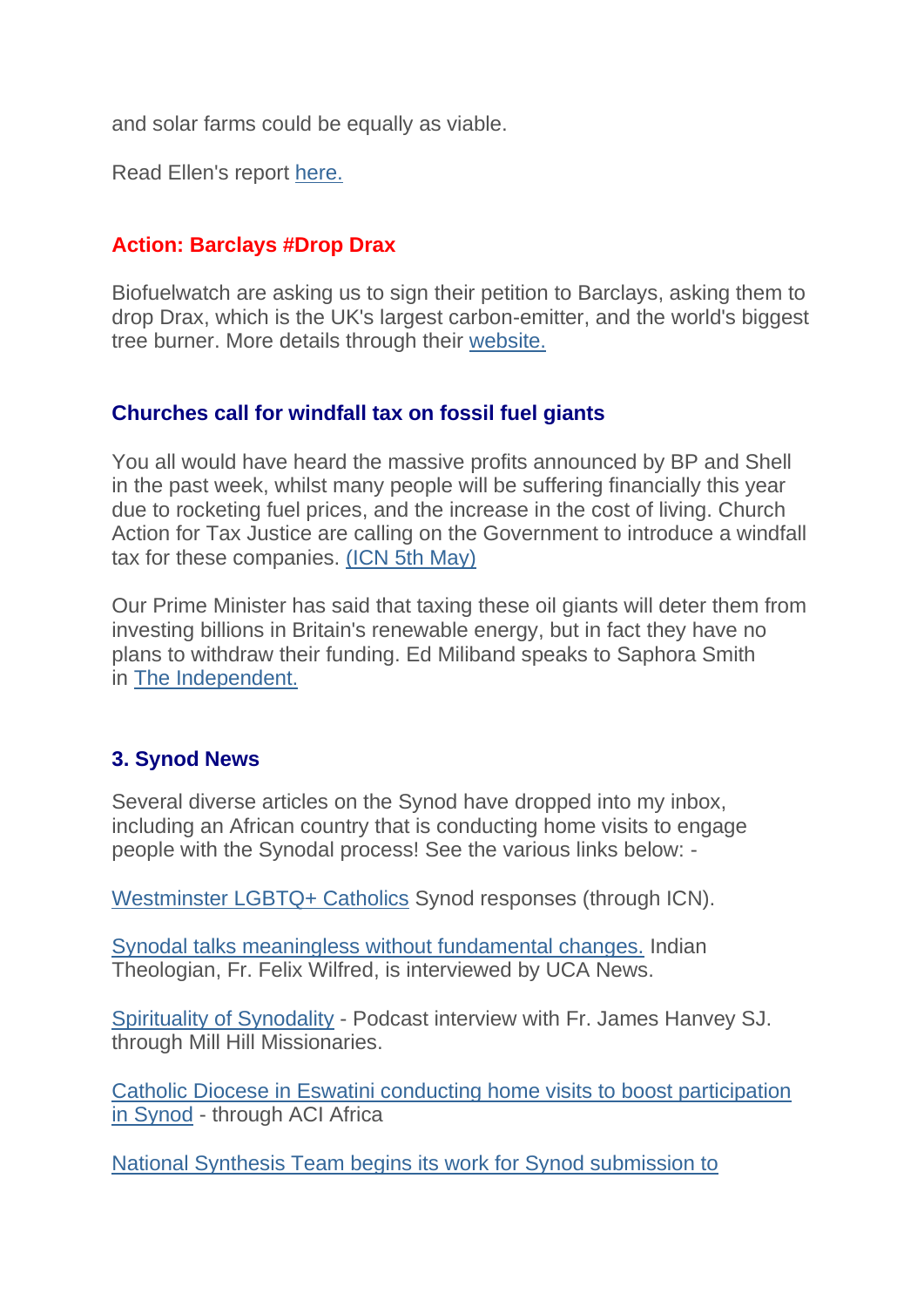and solar farms could be equally as viable.

Read Ellen's report here.

### Action: Barclays #Drop Drax

Biofuelwatch are asking us to sign their petition to Barclays, asking them to drop Drax, which is the UK's largest carbon-emitter, and the world's biggest tree burner. More details through their website.

### Churches call for windfall tax on fossil fuel giants

You all would have heard the massive profits announced by BP and Shell in the past week, whilst many people will be suffering financially this year due to rocketing fuel prices, and the increase in the cost of living. Church Action for Tax Justice are calling on the Government to introduce a windfall tax for these companies. (ICN 5th May)

Our Prime Minister has said that taxing these oil giants will deter them from investing billions in Britain's renewable energy, but in fact they have no plans to withdraw their funding. Ed Miliband speaks to Saphora Smith in The Independent.

### 3. Synod News

Several diverse articles on the Synod have dropped into my inbox, including an African country that is conducting home visits to engage people with the Synodal process! See the various links below: -

Westminster LGBTQ+ Catholics Synod responses (through ICN).

Synodal talks meaningless without fundamental changes. Indian Theologian, Fr. Felix Wilfred, is interviewed by UCA News.

Spirituality of Synodality - Podcast interview with Fr. James Hanvey SJ. through Mill Hill Missionaries.

Catholic Diocese in Eswatini conducting home visits to boost participation in Synod - through ACI Africa

National Synthesis Team begins its work for Synod submission to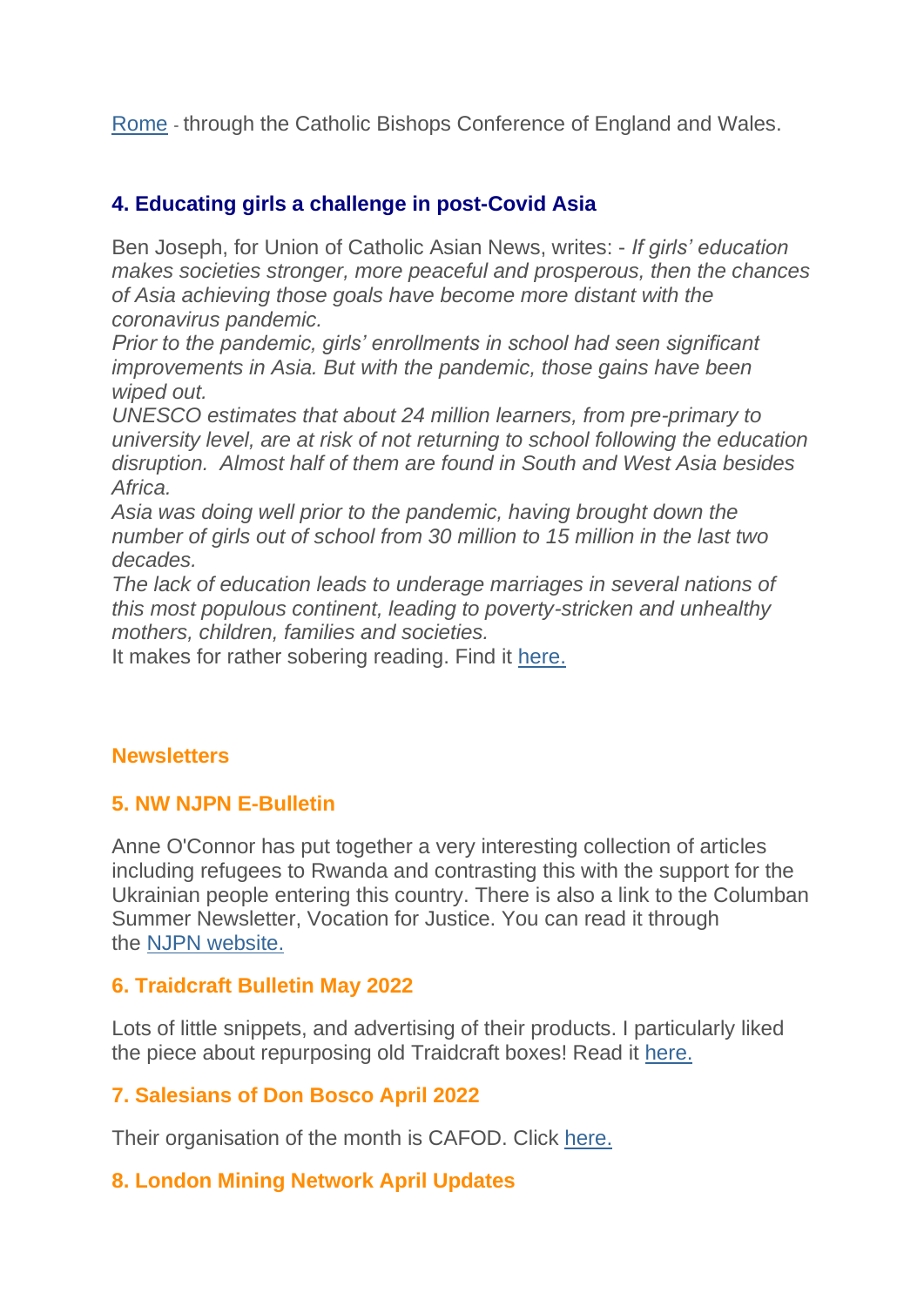Rome - through the Catholic Bishops Conference of England and Wales.

### 4. Educating girls a challenge in post-Covid Asia

Ben Joseph, for Union of Catholic Asian News, writes: - *If girls' education makes societies stronger, more peaceful and prosperous, then the chances of Asia achieving those goals have become more distant with the coronavirus pandemic.*
*Prior to the pandemic, girls' enrollments in school had seen significant improvements in Asia. But with the pandemic, those gains have been wiped out.*
*UNESCO estimates that about 24 million learners, from pre-primary to university level, are at risk of not returning to school following the education disruption. Almost half of them are found in South and West Asia besides Africa.*
*Asia was doing well prior to the pandemic, having brought down the number of girls out of school from 30 million to 15 million in the last two decades.*
*The lack of education leads to underage marriages in several nations of this most populous continent, leading to poverty-stricken and unhealthy mothers, children, families and societies.*
It makes for rather sobering reading. Find it here.

## Newsletters

### 5. NW NJPN E-Bulletin

Anne O'Connor has put together a very interesting collection of articles including refugees to Rwanda and contrasting this with the support for the Ukrainian people entering this country. There is also a link to the Columban Summer Newsletter, Vocation for Justice. You can read it through the NJPN website.

### 6. Traidcraft Bulletin May 2022

Lots of little snippets, and advertising of their products. I particularly liked the piece about repurposing old Traidcraft boxes! Read it here.

### 7. Salesians of Don Bosco April 2022

Their organisation of the month is CAFOD. Click here.

### 8. London Mining Network April Updates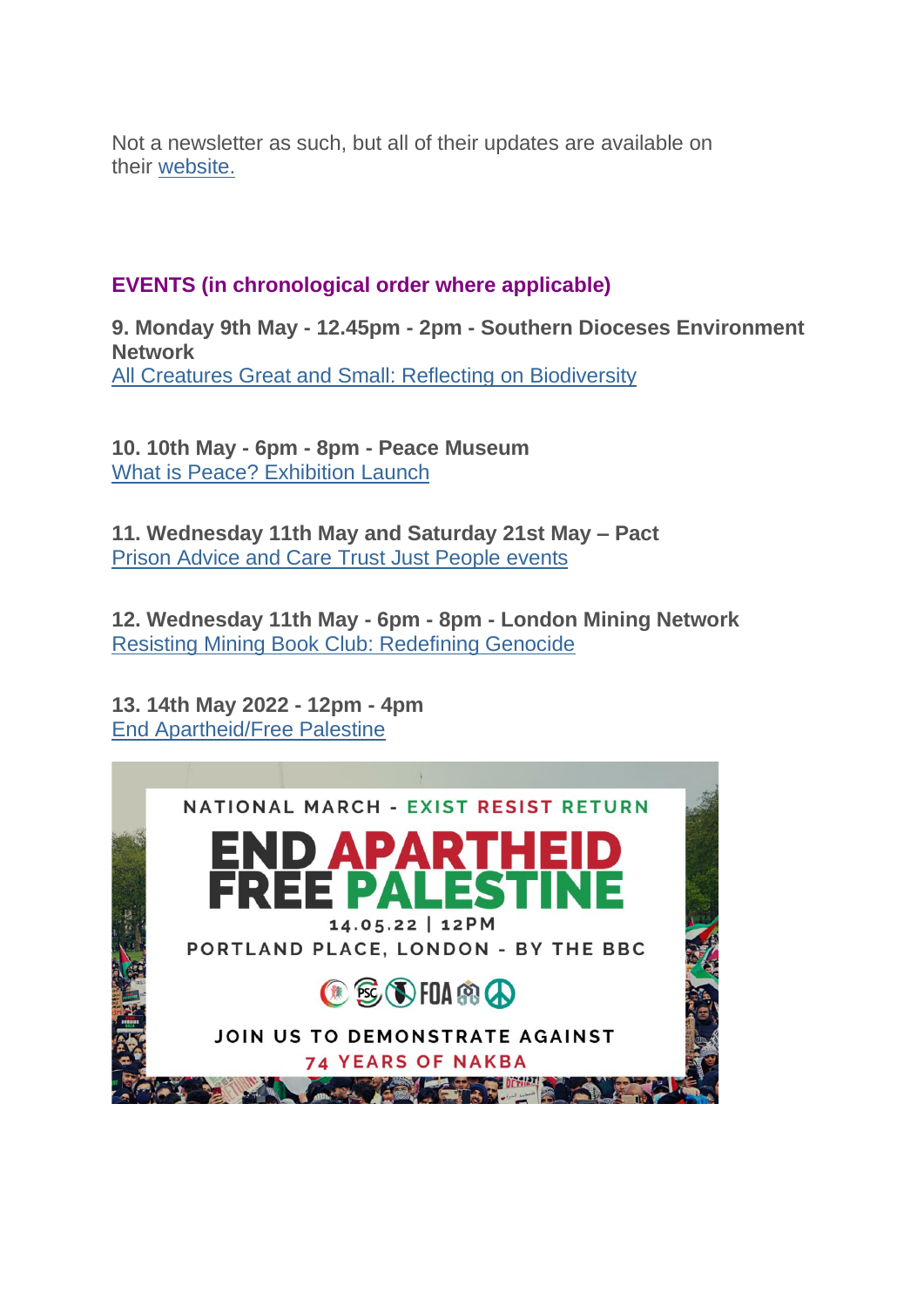Not a newsletter as such, but all of their updates are available on their website.

## EVENTS (in chronological order where applicable)

**9. Monday 9th May - 12.45pm - 2pm - Southern Dioceses Environment Network**
All Creatures Great and Small: Reflecting on Biodiversity

**10. 10th May - 6pm - 8pm - Peace Museum**
What is Peace? Exhibition Launch

**11. Wednesday 11th May and Saturday 21st May – Pact**
Prison Advice and Care Trust Just People events

**12. Wednesday 11th May - 6pm - 8pm - London Mining Network**
Resisting Mining Book Club: Redefining Genocide

**13. 14th May 2022 - 12pm - 4pm**
End Apartheid/Free Palestine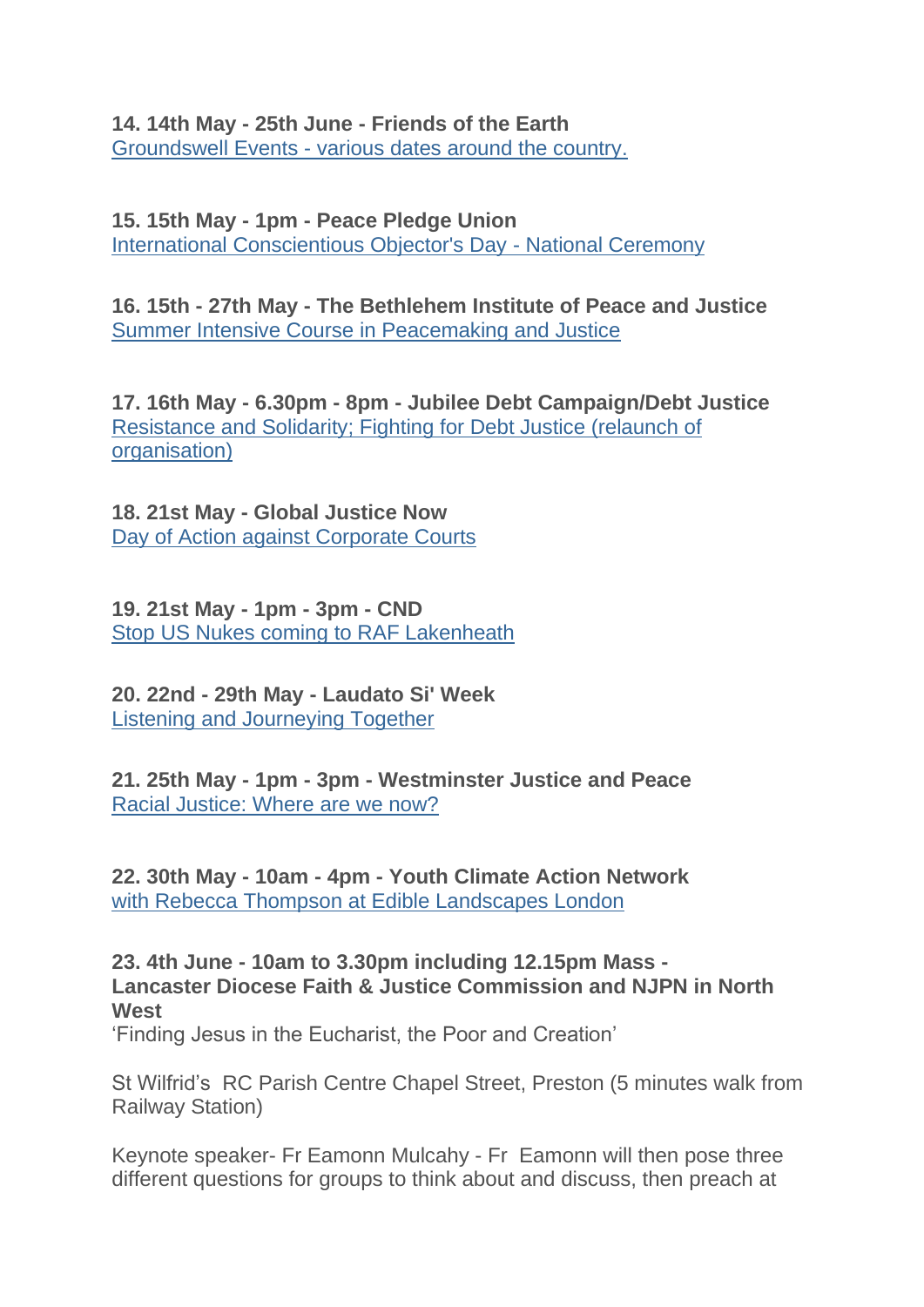**14. 14th May - 25th June - Friends of the Earth**
[Groundswell Events - various dates around the country.]

**15. 15th May - 1pm - Peace Pledge Union**
[International Conscientious Objector's Day - National Ceremony]

**16. 15th - 27th May - The Bethlehem Institute of Peace and Justice**
[Summer Intensive Course in Peacemaking and Justice]

**17. 16th May - 6.30pm - 8pm - Jubilee Debt Campaign/Debt Justice**
[Resistance and Solidarity; Fighting for Debt Justice (relaunch of organisation)]

**18. 21st May - Global Justice Now**
[Day of Action against Corporate Courts]

**19. 21st May - 1pm - 3pm - CND**
[Stop US Nukes coming to RAF Lakenheath]

**20. 22nd - 29th May - Laudato Si' Week**
[Listening and Journeying Together]

**21. 25th May - 1pm - 3pm - Westminster Justice and Peace**
[Racial Justice: Where are we now?]

**22. 30th May - 10am - 4pm - Youth Climate Action Network**
[with Rebecca Thompson at Edible Landscapes London]

**23. 4th June - 10am to 3.30pm including 12.15pm Mass - Lancaster Diocese Faith & Justice Commission and NJPN in North West**
'Finding Jesus in the Eucharist, the Poor and Creation'

St Wilfrid's RC Parish Centre Chapel Street, Preston (5 minutes walk from Railway Station)

Keynote speaker- Fr Eamonn Mulcahy - Fr Eamonn will then pose three different questions for groups to think about and discuss, then preach at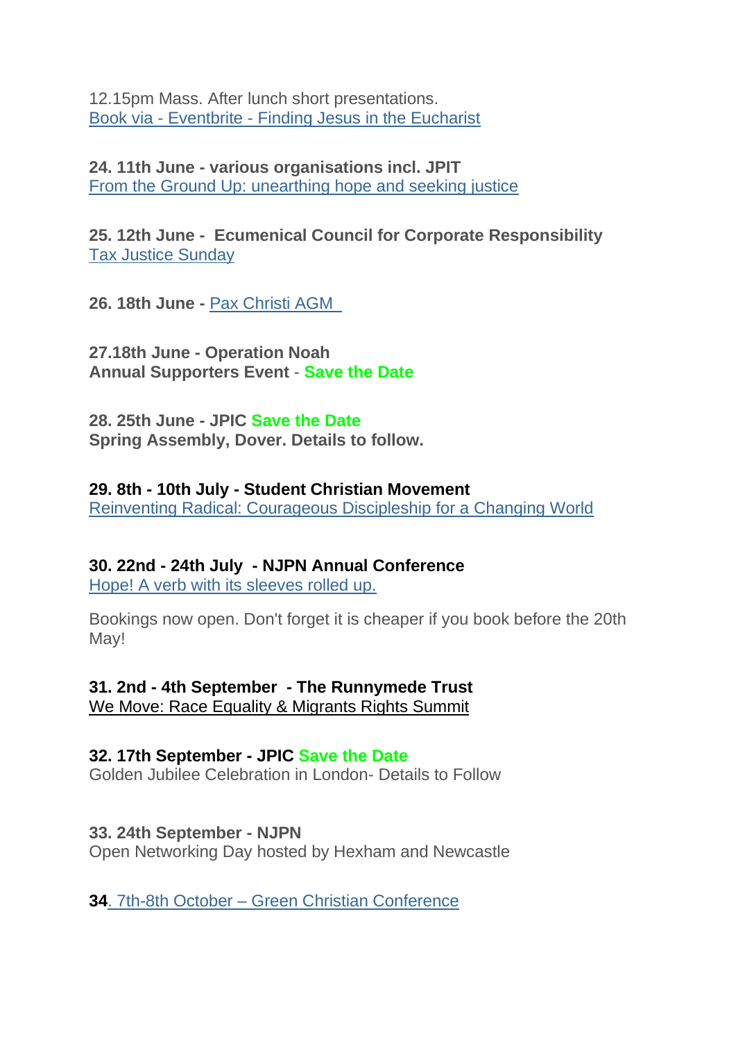12.15pm Mass. After lunch short presentations.
Book via - Eventbrite - Finding Jesus in the Eucharist

**24. 11th June - various organisations incl. JPIT**
From the Ground Up: unearthing hope and seeking justice

**25. 12th June - Ecumenical Council for Corporate Responsibility**
Tax Justice Sunday

**26. 18th June -** Pax Christi AGM

**27.18th June - Operation Noah**
**Annual Supporters Event** - **Save the Date**

**28. 25th June - JPIC Save the Date**
**Spring Assembly, Dover. Details to follow.**

**29. 8th - 10th July - Student Christian Movement**
Reinventing Radical: Courageous Discipleship for a Changing World

**30. 22nd - 24th July - NJPN Annual Conference**
Hope! A verb with its sleeves rolled up.

Bookings now open. Don't forget it is cheaper if you book before the 20th May!

**31. 2nd - 4th September - The Runnymede Trust**
We Move: Race Equality & Migrants Rights Summit

**32. 17th September - JPIC Save the Date**
Golden Jubilee Celebration in London- Details to Follow

**33. 24th September - NJPN**
Open Networking Day hosted by Hexham and Newcastle

**34**. 7th-8th October – Green Christian Conference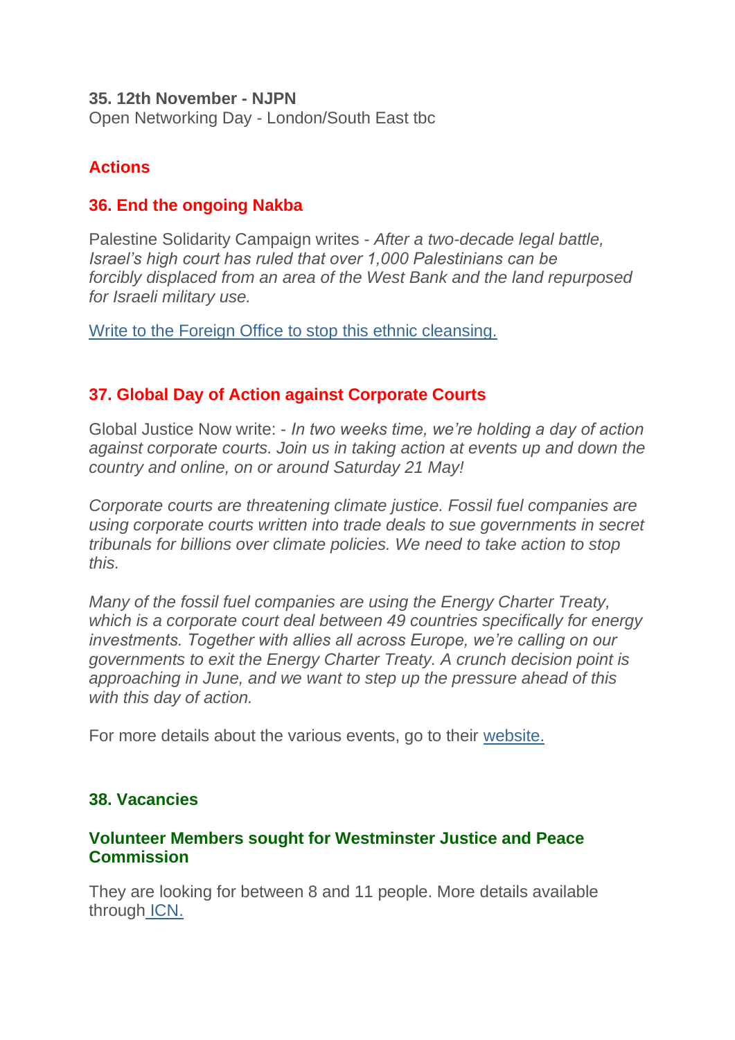**35. 12th November - NJPN**
Open Networking Day - London/South East tbc

## Actions

### 36. End the ongoing Nakba

Palestine Solidarity Campaign writes - *After a two-decade legal battle, Israel's high court has ruled that over 1,000 Palestinians can be forcibly displaced from an area of the West Bank and the land repurposed for Israeli military use.*

Write to the Foreign Office to stop this ethnic cleansing.

### 37. Global Day of Action against Corporate Courts

Global Justice Now write: - *In two weeks time, we're holding a day of action against corporate courts. Join us in taking action at events up and down the country and online, on or around Saturday 21 May!*

*Corporate courts are threatening climate justice. Fossil fuel companies are using corporate courts written into trade deals to sue governments in secret tribunals for billions over climate policies. We need to take action to stop this.*

*Many of the fossil fuel companies are using the Energy Charter Treaty, which is a corporate court deal between 49 countries specifically for energy investments. Together with allies all across Europe, we're calling on our governments to exit the Energy Charter Treaty. A crunch decision point is approaching in June, and we want to step up the pressure ahead of this with this day of action.*

For more details about the various events, go to their website.

### 38. Vacancies

#### Volunteer Members sought for Westminster Justice and Peace Commission

They are looking for between 8 and 11 people. More details available through ICN.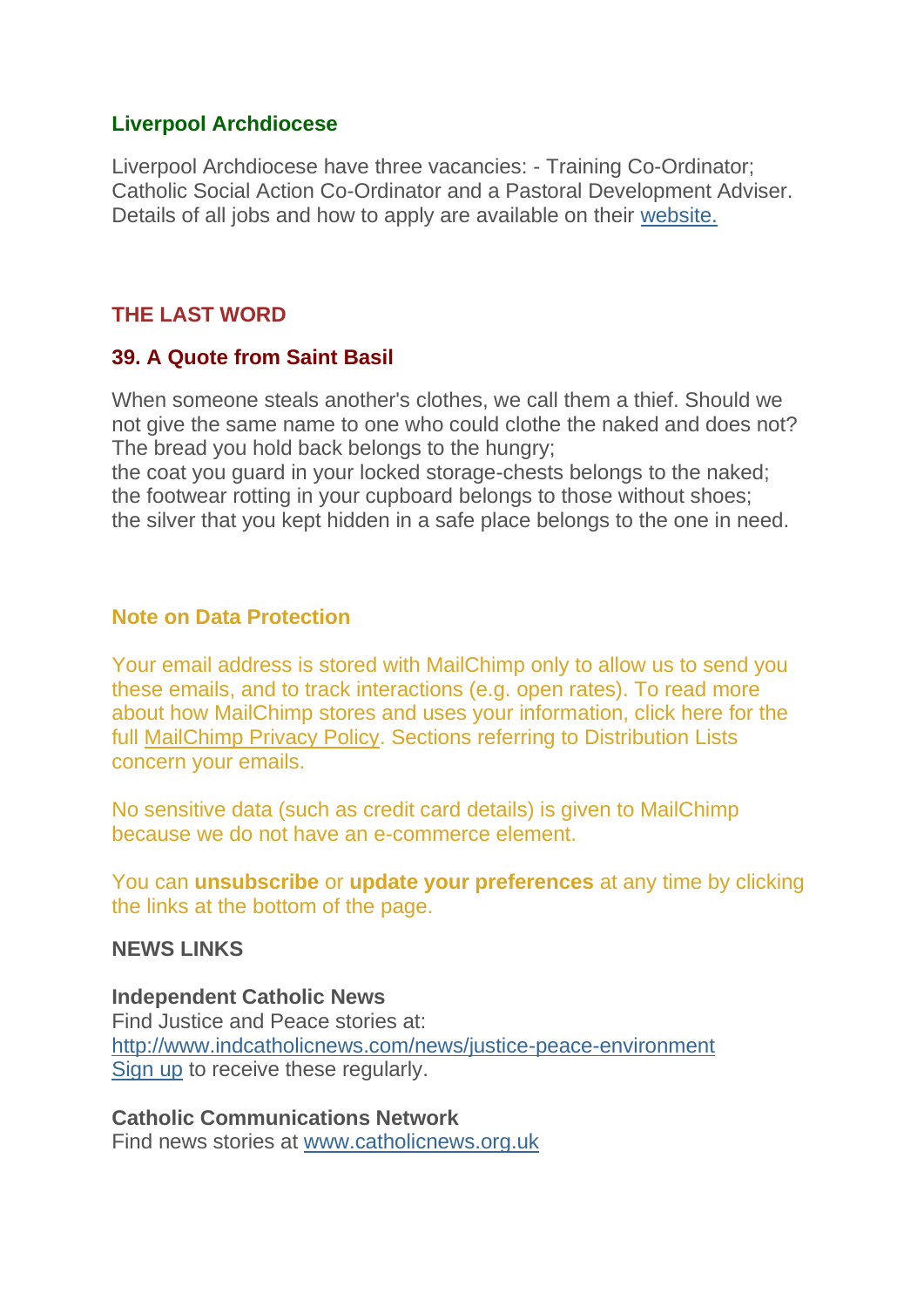### Liverpool Archdiocese

Liverpool Archdiocese have three vacancies: - Training Co-Ordinator; Catholic Social Action Co-Ordinator and a Pastoral Development Adviser. Details of all jobs and how to apply are available on their website.

## THE LAST WORD

### 39. A Quote from Saint Basil

When someone steals another's clothes, we call them a thief. Should we not give the same name to one who could clothe the naked and does not? The bread you hold back belongs to the hungry;
the coat you guard in your locked storage-chests belongs to the naked;
the footwear rotting in your cupboard belongs to those without shoes;
the silver that you kept hidden in a safe place belongs to the one in need.

### Note on Data Protection

Your email address is stored with MailChimp only to allow us to send you these emails, and to track interactions (e.g. open rates). To read more about how MailChimp stores and uses your information, click here for the full MailChimp Privacy Policy. Sections referring to Distribution Lists concern your emails.

No sensitive data (such as credit card details) is given to MailChimp because we do not have an e-commerce element.

You can **unsubscribe** or **update your preferences** at any time by clicking the links at the bottom of the page.

**NEWS LINKS**

**Independent Catholic News**
Find Justice and Peace stories at:
http://www.indcatholicnews.com/news/justice-peace-environment
Sign up to receive these regularly.

**Catholic Communications Network**
Find news stories at www.catholicnews.org.uk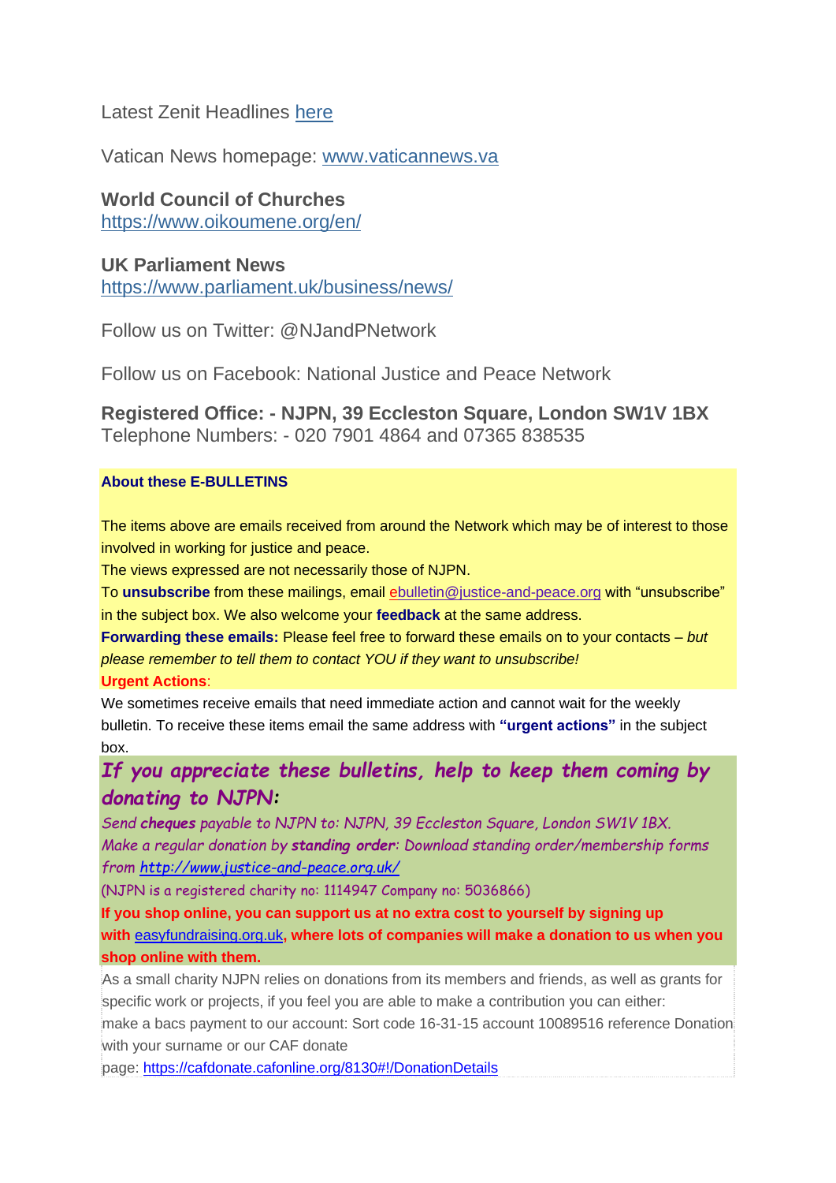Latest Zenit Headlines here

Vatican News homepage: www.vaticannews.va

**World Council of Churches**
https://www.oikoumene.org/en/

**UK Parliament News**
https://www.parliament.uk/business/news/

Follow us on Twitter: @NJandPNetwork

Follow us on Facebook: National Justice and Peace Network

**Registered Office: - NJPN, 39 Eccleston Square, London SW1V 1BX**
Telephone Numbers: - 020 7901 4864 and 07365 838535

**About these E-BULLETINS**

The items above are emails received from around the Network which may be of interest to those involved in working for justice and peace.
The views expressed are not necessarily those of NJPN.
To **unsubscribe** from these mailings, email ebulletin@justice-and-peace.org with "unsubscribe" in the subject box. We also welcome your **feedback** at the same address.
**Forwarding these emails:** Please feel free to forward these emails on to your contacts – *but please remember to tell them to contact YOU if they want to unsubscribe!*
**Urgent Actions**:
We sometimes receive emails that need immediate action and cannot wait for the weekly bulletin. To receive these items email the same address with **"urgent actions"** in the subject box.

***If you appreciate these bulletins, help to keep them coming by donating to NJPN:***

*Send **cheques** payable to NJPN to: NJPN, 39 Eccleston Square, London SW1V 1BX.*
*Make a regular donation by **standing order**: Download standing order/membership forms from http://www.justice-and-peace.org.uk/*
(NJPN is a registered charity no: 1114947 Company no: 5036866)
**If you shop online, you can support us at no extra cost to yourself by signing up with easyfundraising.org.uk, where lots of companies will make a donation to us when you shop online with them.**

As a small charity NJPN relies on donations from its members and friends, as well as grants for specific work or projects, if you feel you are able to make a contribution you can either:
make a bacs payment to our account: Sort code 16-31-15 account 10089516 reference Donation with your surname or our CAF donate page: https://cafdonate.cafonline.org/8130#!/DonationDetails